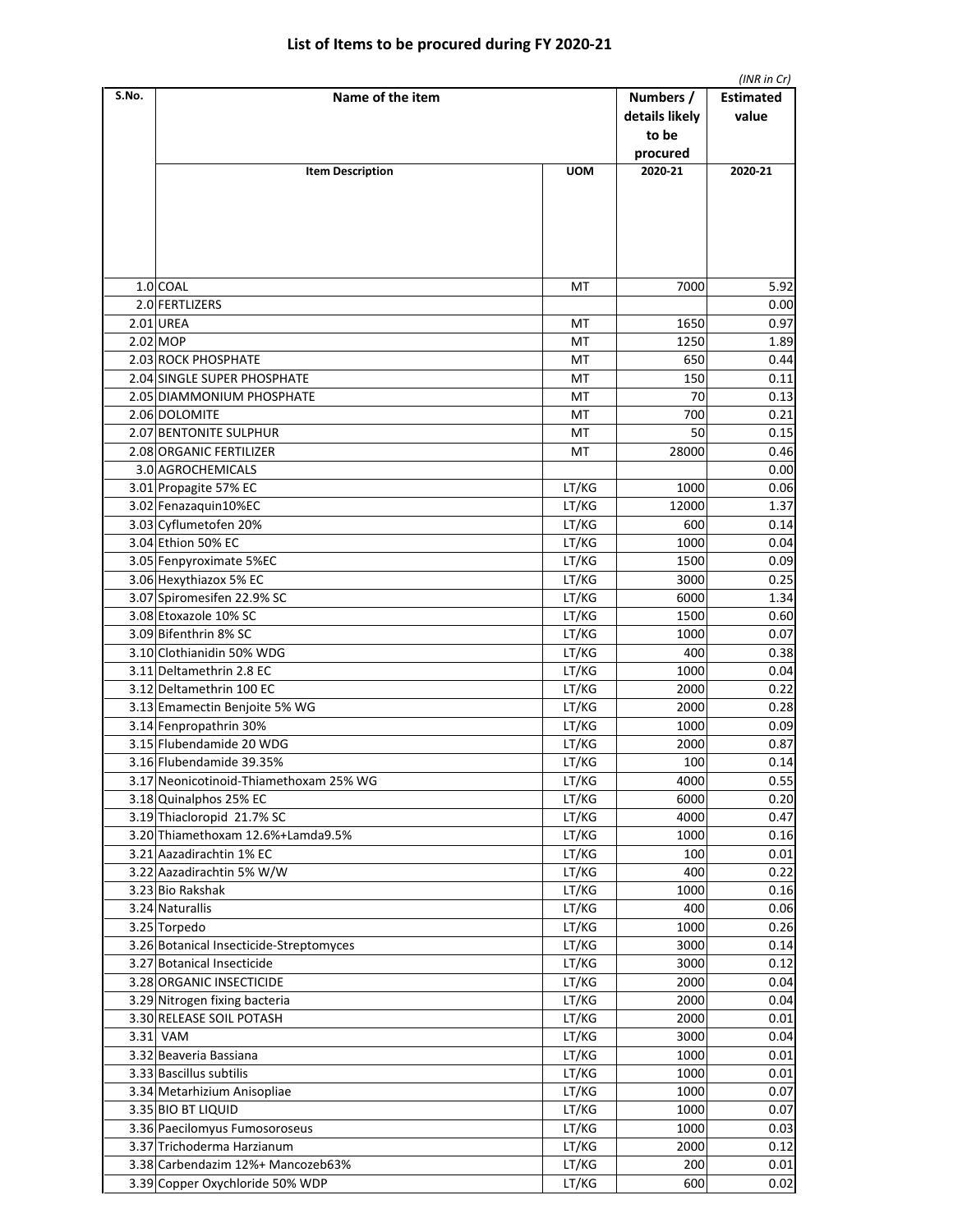# List of Items to be procured during FY 2020-21

*(INR in Cr)*

| S.No. | Name of the item | | Numbers / details likely to be procured | Estimated value |
|---|---|---|---|---|
| | **Item Description** | **UOM** | **2020-21** | **2020-21** |
| 1.0 | COAL | MT | 7000 | 5.92 |
| 2.0 | FERTLIZERS | | | 0.00 |
| 2.01 | UREA | MT | 1650 | 0.97 |
| 2.02 | MOP | MT | 1250 | 1.89 |
| 2.03 | ROCK PHOSPHATE | MT | 650 | 0.44 |
| 2.04 | SINGLE SUPER PHOSPHATE | MT | 150 | 0.11 |
| 2.05 | DIAMMONIUM PHOSPHATE | MT | 70 | 0.13 |
| 2.06 | DOLOMITE | MT | 700 | 0.21 |
| 2.07 | BENTONITE SULPHUR | MT | 50 | 0.15 |
| 2.08 | ORGANIC FERTILIZER | MT | 28000 | 0.46 |
| 3.0 | AGROCHEMICALS | | | 0.00 |
| 3.01 | Propagite 57% EC | LT/KG | 1000 | 0.06 |
| 3.02 | Fenazaquin10%EC | LT/KG | 12000 | 1.37 |
| 3.03 | Cyflumetofen 20% | LT/KG | 600 | 0.14 |
| 3.04 | Ethion 50% EC | LT/KG | 1000 | 0.04 |
| 3.05 | Fenpyroximate 5%EC | LT/KG | 1500 | 0.09 |
| 3.06 | Hexythiazox 5% EC | LT/KG | 3000 | 0.25 |
| 3.07 | Spiromesifen 22.9% SC | LT/KG | 6000 | 1.34 |
| 3.08 | Etoxazole 10% SC | LT/KG | 1500 | 0.60 |
| 3.09 | Bifenthrin 8% SC | LT/KG | 1000 | 0.07 |
| 3.10 | Clothianidin 50% WDG | LT/KG | 400 | 0.38 |
| 3.11 | Deltamethrin 2.8 EC | LT/KG | 1000 | 0.04 |
| 3.12 | Deltamethrin 100 EC | LT/KG | 2000 | 0.22 |
| 3.13 | Emamectin Benjoite 5% WG | LT/KG | 2000 | 0.28 |
| 3.14 | Fenpropathrin 30% | LT/KG | 1000 | 0.09 |
| 3.15 | Flubendamide 20 WDG | LT/KG | 2000 | 0.87 |
| 3.16 | Flubendamide 39.35% | LT/KG | 100 | 0.14 |
| 3.17 | Neonicotinoid-Thiamethoxam 25% WG | LT/KG | 4000 | 0.55 |
| 3.18 | Quinalphos 25% EC | LT/KG | 6000 | 0.20 |
| 3.19 | Thiacloropid 21.7% SC | LT/KG | 4000 | 0.47 |
| 3.20 | Thiamethoxam 12.6%+Lamda9.5% | LT/KG | 1000 | 0.16 |
| 3.21 | Aazadirachtin 1% EC | LT/KG | 100 | 0.01 |
| 3.22 | Aazadirachtin 5% W/W | LT/KG | 400 | 0.22 |
| 3.23 | Bio Rakshak | LT/KG | 1000 | 0.16 |
| 3.24 | Naturallis | LT/KG | 400 | 0.06 |
| 3.25 | Torpedo | LT/KG | 1000 | 0.26 |
| 3.26 | Botanical Insecticide-Streptomyces | LT/KG | 3000 | 0.14 |
| 3.27 | Botanical Insecticide | LT/KG | 3000 | 0.12 |
| 3.28 | ORGANIC INSECTICIDE | LT/KG | 2000 | 0.04 |
| 3.29 | Nitrogen fixing bacteria | LT/KG | 2000 | 0.04 |
| 3.30 | RELEASE SOIL POTASH | LT/KG | 2000 | 0.01 |
| 3.31 | VAM | LT/KG | 3000 | 0.04 |
| 3.32 | Beaveria Bassiana | LT/KG | 1000 | 0.01 |
| 3.33 | Bascillus subtilis | LT/KG | 1000 | 0.01 |
| 3.34 | Metarhizium Anisopliae | LT/KG | 1000 | 0.07 |
| 3.35 | BIO BT LIQUID | LT/KG | 1000 | 0.07 |
| 3.36 | Paecilomyus Fumosoroseus | LT/KG | 1000 | 0.03 |
| 3.37 | Trichoderma Harzianum | LT/KG | 2000 | 0.12 |
| 3.38 | Carbendazim 12%+ Mancozeb63% | LT/KG | 200 | 0.01 |
| 3.39 | Copper Oxychloride 50% WDP | LT/KG | 600 | 0.02 |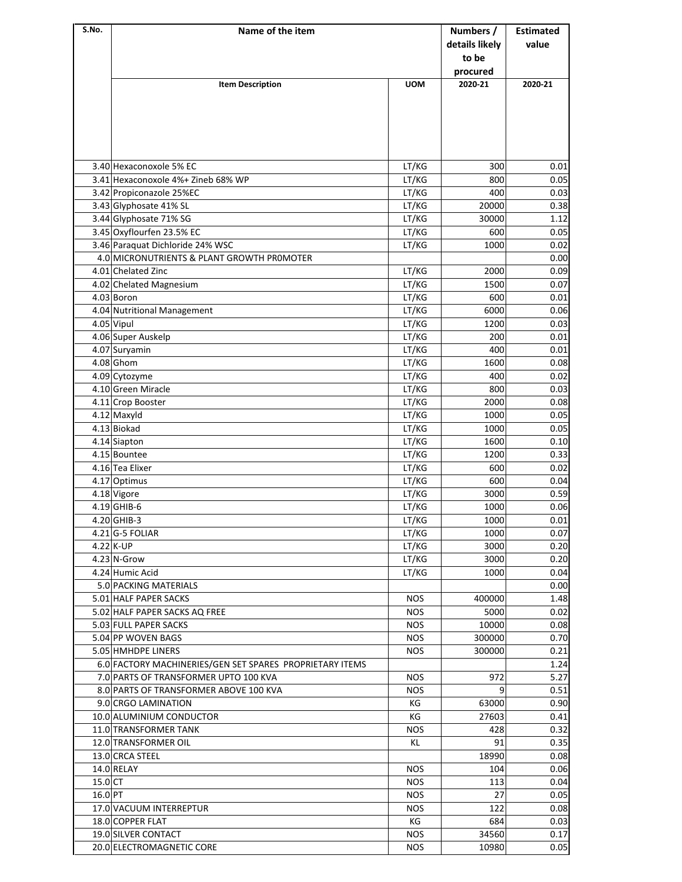| S.No. | Name of the item | | Numbers / details likely to be procured | Estimated value |
|---|---|---|---|---|
| | Item Description | UOM | 2020-21 | 2020-21 |
| 3.40 | Hexaconoxole 5% EC | LT/KG | 300 | 0.01 |
| 3.41 | Hexaconoxole 4%+ Zineb 68% WP | LT/KG | 800 | 0.05 |
| 3.42 | Propiconazole 25%EC | LT/KG | 400 | 0.03 |
| 3.43 | Glyphosate 41% SL | LT/KG | 20000 | 0.38 |
| 3.44 | Glyphosate 71% SG | LT/KG | 30000 | 1.12 |
| 3.45 | Oxyflourfen 23.5% EC | LT/KG | 600 | 0.05 |
| 3.46 | Paraquat Dichloride 24% WSC | LT/KG | 1000 | 0.02 |
| 4.0 | MICRONUTRIENTS & PLANT GROWTH PR0MOTER | | | 0.00 |
| 4.01 | Chelated Zinc | LT/KG | 2000 | 0.09 |
| 4.02 | Chelated Magnesium | LT/KG | 1500 | 0.07 |
| 4.03 | Boron | LT/KG | 600 | 0.01 |
| 4.04 | Nutritional Management | LT/KG | 6000 | 0.06 |
| 4.05 | Vipul | LT/KG | 1200 | 0.03 |
| 4.06 | Super Auskelp | LT/KG | 200 | 0.01 |
| 4.07 | Suryamin | LT/KG | 400 | 0.01 |
| 4.08 | Ghom | LT/KG | 1600 | 0.08 |
| 4.09 | Cytozyme | LT/KG | 400 | 0.02 |
| 4.10 | Green Miracle | LT/KG | 800 | 0.03 |
| 4.11 | Crop Booster | LT/KG | 2000 | 0.08 |
| 4.12 | Maxyld | LT/KG | 1000 | 0.05 |
| 4.13 | Biokad | LT/KG | 1000 | 0.05 |
| 4.14 | Siapton | LT/KG | 1600 | 0.10 |
| 4.15 | Bountee | LT/KG | 1200 | 0.33 |
| 4.16 | Tea Elixer | LT/KG | 600 | 0.02 |
| 4.17 | Optimus | LT/KG | 600 | 0.04 |
| 4.18 | Vigore | LT/KG | 3000 | 0.59 |
| 4.19 | GHIB-6 | LT/KG | 1000 | 0.06 |
| 4.20 | GHIB-3 | LT/KG | 1000 | 0.01 |
| 4.21 | G-5 FOLIAR | LT/KG | 1000 | 0.07 |
| 4.22 | K-UP | LT/KG | 3000 | 0.20 |
| 4.23 | N-Grow | LT/KG | 3000 | 0.20 |
| 4.24 | Humic Acid | LT/KG | 1000 | 0.04 |
| 5.0 | PACKING MATERIALS | | | 0.00 |
| 5.01 | HALF PAPER SACKS | NOS | 400000 | 1.48 |
| 5.02 | HALF PAPER SACKS AQ FREE | NOS | 5000 | 0.02 |
| 5.03 | FULL PAPER SACKS | NOS | 10000 | 0.08 |
| 5.04 | PP WOVEN BAGS | NOS | 300000 | 0.70 |
| 5.05 | HMHDPE LINERS | NOS | 300000 | 0.21 |
| 6.0 | FACTORY MACHINERIES/GEN SET SPARES PROPRIETARY ITEMS | | | 1.24 |
| 7.0 | PARTS OF TRANSFORMER UPTO 100 KVA | NOS | 972 | 5.27 |
| 8.0 | PARTS OF TRANSFORMER ABOVE 100 KVA | NOS | 9 | 0.51 |
| 9.0 | CRGO LAMINATION | KG | 63000 | 0.90 |
| 10.0 | ALUMINIUM CONDUCTOR | KG | 27603 | 0.41 |
| 11.0 | TRANSFORMER TANK | NOS | 428 | 0.32 |
| 12.0 | TRANSFORMER OIL | KL | 91 | 0.35 |
| 13.0 | CRCA STEEL | | 18990 | 0.08 |
| 14.0 | RELAY | NOS | 104 | 0.06 |
| 15.0 | CT | NOS | 113 | 0.04 |
| 16.0 | PT | NOS | 27 | 0.05 |
| 17.0 | VACUUM INTERREPTUR | NOS | 122 | 0.08 |
| 18.0 | COPPER FLAT | KG | 684 | 0.03 |
| 19.0 | SILVER CONTACT | NOS | 34560 | 0.17 |
| 20.0 | ELECTROMAGNETIC CORE | NOS | 10980 | 0.05 |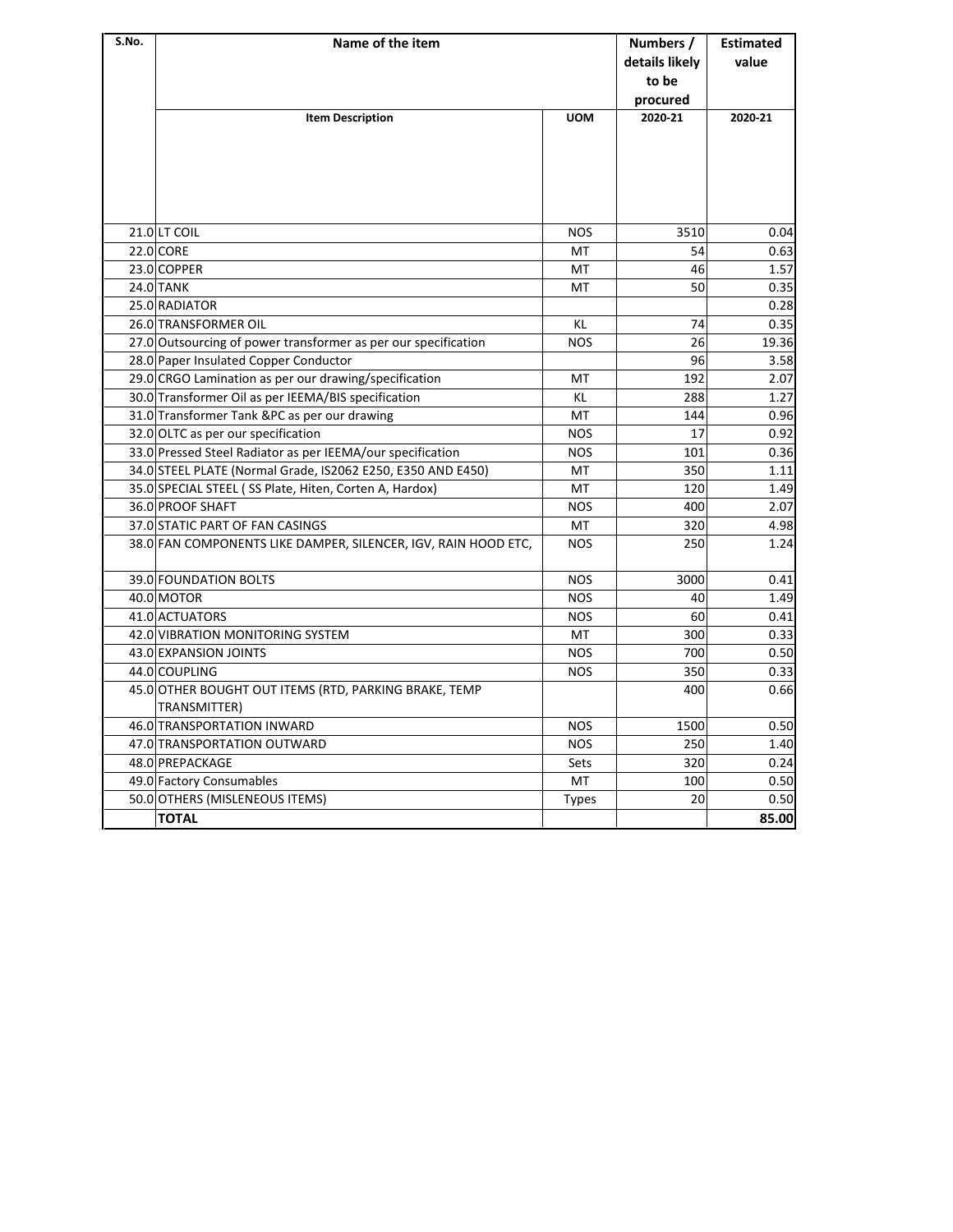| S.No. | Name of the item | | Numbers / details likely to be procured | Estimated value |
|---|---|---|---|---|
| | **Item Description** | **UOM** | **2020-21** | **2020-21** |
| 21.0 | LT COIL | NOS | 3510 | 0.04 |
| 22.0 | CORE | MT | 54 | 0.63 |
| 23.0 | COPPER | MT | 46 | 1.57 |
| 24.0 | TANK | MT | 50 | 0.35 |
| 25.0 | RADIATOR | | | 0.28 |
| 26.0 | TRANSFORMER OIL | KL | 74 | 0.35 |
| 27.0 | Outsourcing of power transformer as per our specification | NOS | 26 | 19.36 |
| 28.0 | Paper Insulated Copper Conductor | | 96 | 3.58 |
| 29.0 | CRGO Lamination as per our drawing/specification | MT | 192 | 2.07 |
| 30.0 | Transformer Oil as per IEEMA/BIS specification | KL | 288 | 1.27 |
| 31.0 | Transformer Tank &PC as per our drawing | MT | 144 | 0.96 |
| 32.0 | OLTC as per our specification | NOS | 17 | 0.92 |
| 33.0 | Pressed Steel Radiator as per IEEMA/our specification | NOS | 101 | 0.36 |
| 34.0 | STEEL PLATE (Normal Grade, IS2062 E250, E350 AND E450) | MT | 350 | 1.11 |
| 35.0 | SPECIAL STEEL ( SS Plate, Hiten, Corten A, Hardox) | MT | 120 | 1.49 |
| 36.0 | PROOF SHAFT | NOS | 400 | 2.07 |
| 37.0 | STATIC PART OF FAN CASINGS | MT | 320 | 4.98 |
| 38.0 | FAN COMPONENTS LIKE DAMPER, SILENCER, IGV, RAIN HOOD ETC, | NOS | 250 | 1.24 |
| 39.0 | FOUNDATION BOLTS | NOS | 3000 | 0.41 |
| 40.0 | MOTOR | NOS | 40 | 1.49 |
| 41.0 | ACTUATORS | NOS | 60 | 0.41 |
| 42.0 | VIBRATION MONITORING SYSTEM | MT | 300 | 0.33 |
| 43.0 | EXPANSION JOINTS | NOS | 700 | 0.50 |
| 44.0 | COUPLING | NOS | 350 | 0.33 |
| 45.0 | OTHER BOUGHT OUT ITEMS (RTD, PARKING BRAKE, TEMP TRANSMITTER) | | 400 | 0.66 |
| 46.0 | TRANSPORTATION INWARD | NOS | 1500 | 0.50 |
| 47.0 | TRANSPORTATION OUTWARD | NOS | 250 | 1.40 |
| 48.0 | PREPACKAGE | Sets | 320 | 0.24 |
| 49.0 | Factory Consumables | MT | 100 | 0.50 |
| 50.0 | OTHERS (MISLENEOUS ITEMS) | Types | 20 | 0.50 |
| | **TOTAL** | | | **85.00** |